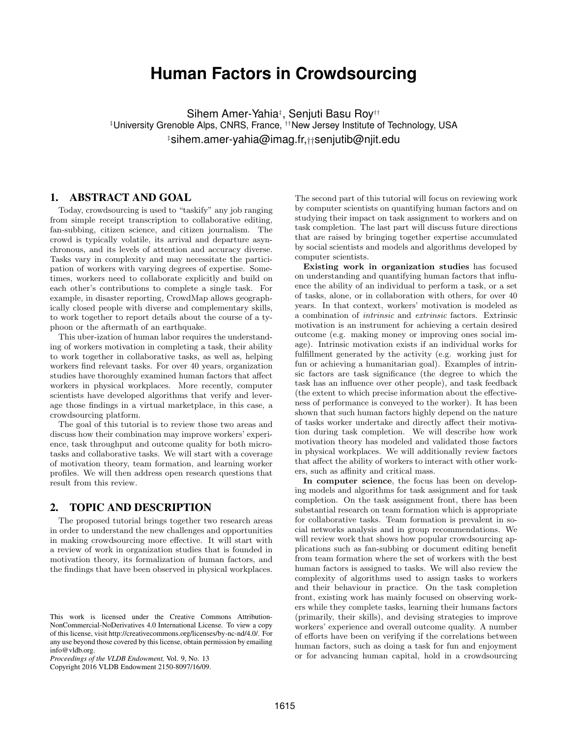# Human Factors in Crowdsourcing

Sihem Amer-Yahia[‡], Senjuti Basu Roy[††]

[‡]University Grenoble Alps, CNRS, France, [††]New Jersey Institute of Technology, USA

[‡]sihem.amer-yahia@imag.fr,[††]senjutib@njit.edu

## 1. ABSTRACT AND GOAL

Today, crowdsourcing is used to "taskify" any job ranging from simple receipt transcription to collaborative editing, fan-subbing, citizen science, and citizen journalism. The crowd is typically volatile, its arrival and departure asynchronous, and its levels of attention and accuracy diverse. Tasks vary in complexity and may necessitate the participation of workers with varying degrees of expertise. Sometimes, workers need to collaborate explicitly and build on each other's contributions to complete a single task. For example, in disaster reporting, CrowdMap allows geographically closed people with diverse and complementary skills, to work together to report details about the course of a typhoon or the aftermath of an earthquake.

This uber-ization of human labor requires the understanding of workers motivation in completing a task, their ability to work together in collaborative tasks, as well as, helping workers find relevant tasks. For over 40 years, organization studies have thoroughly examined human factors that affect workers in physical workplaces. More recently, computer scientists have developed algorithms that verify and leverage those findings in a virtual marketplace, in this case, a crowdsourcing platform.

The goal of this tutorial is to review those two areas and discuss how their combination may improve workers' experience, task throughput and outcome quality for both micro-tasks and collaborative tasks. We will start with a coverage of motivation theory, team formation, and learning worker profiles. We will then address open research questions that result from this review.

## 2. TOPIC AND DESCRIPTION

The proposed tutorial brings together two research areas in order to understand the new challenges and opportunities in making crowdsourcing more effective. It will start with a review of work in organization studies that is founded in motivation theory, its formalization of human factors, and the findings that have been observed in physical workplaces.

This work is licensed under the Creative Commons Attribution-NonCommercial-NoDerivatives 4.0 International License. To view a copy of this license, visit http://creativecommons.org/licenses/by-nc-nd/4.0/. For any use beyond those covered by this license, obtain permission by emailing info@vldb.org.

*Proceedings of the VLDB Endowment,* Vol. 9, No. 13
Copyright 2016 VLDB Endowment 2150-8097/16/09.

The second part of this tutorial will focus on reviewing work by computer scientists on quantifying human factors and on studying their impact on task assignment to workers and on task completion. The last part will discuss future directions that are raised by bringing together expertise accumulated by social scientists and models and algorithms developed by computer scientists.

**Existing work in organization studies** has focused on understanding and quantifying human factors that influence the ability of an individual to perform a task, or a set of tasks, alone, or in collaboration with others, for over 40 years. In that context, workers' motivation is modeled as a combination of *intrinsic* and *extrinsic* factors. Extrinsic motivation is an instrument for achieving a certain desired outcome (e.g. making money or improving ones social image). Intrinsic motivation exists if an individual works for fulfillment generated by the activity (e.g. working just for fun or achieving a humanitarian goal). Examples of intrinsic factors are task significance (the degree to which the task has an influence over other people), and task feedback (the extent to which precise information about the effectiveness of performance is conveyed to the worker). It has been shown that such human factors highly depend on the nature of tasks worker undertake and directly affect their motivation during task completion. We will describe how work motivation theory has modeled and validated those factors in physical workplaces. We will additionally review factors that affect the ability of workers to interact with other workers, such as affinity and critical mass.

**In computer science**, the focus has been on developing models and algorithms for task assignment and for task completion. On the task assignment front, there has been substantial research on team formation which is appropriate for collaborative tasks. Team formation is prevalent in social networks analysis and in group recommendations. We will review work that shows how popular crowdsourcing applications such as fan-subbing or document editing benefit from team formation where the set of workers with the best human factors is assigned to tasks. We will also review the complexity of algorithms used to assign tasks to workers and their behaviour in practice. On the task completion front, existing work has mainly focused on observing workers while they complete tasks, learning their humans factors (primarily, their skills), and devising strategies to improve workers' experience and overall outcome quality. A number of efforts have been on verifying if the correlations between human factors, such as doing a task for fun and enjoyment or for advancing human capital, hold in a crowdsourcing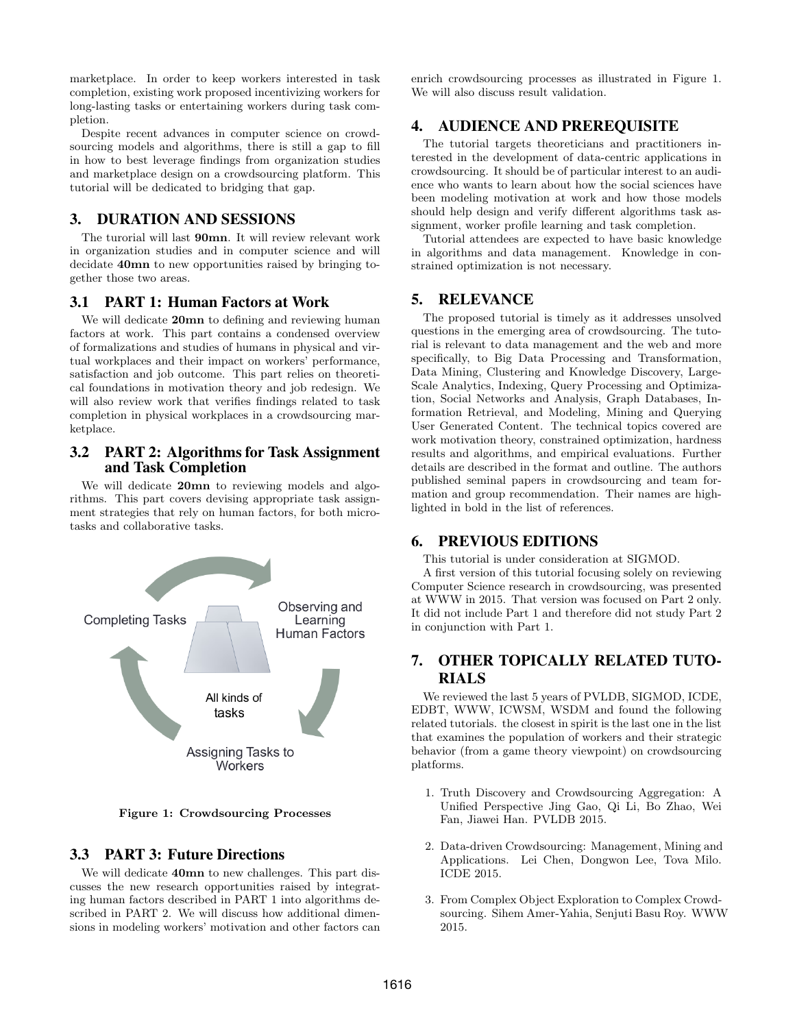marketplace. In order to keep workers interested in task completion, existing work proposed incentivizing workers for long-lasting tasks or entertaining workers during task completion.

Despite recent advances in computer science on crowdsourcing models and algorithms, there is still a gap to fill in how to best leverage findings from organization studies and marketplace design on a crowdsourcing platform. This tutorial will be dedicated to bridging that gap.

## 3. DURATION AND SESSIONS

The turorial will last **90mn**. It will review relevant work in organization studies and in computer science and will decidate **40mn** to new opportunities raised by bringing together those two areas.

### 3.1 PART 1: Human Factors at Work

We will dedicate **20mn** to defining and reviewing human factors at work. This part contains a condensed overview of formalizations and studies of humans in physical and virtual workplaces and their impact on workers' performance, satisfaction and job outcome. This part relies on theoretical foundations in motivation theory and job redesign. We will also review work that verifies findings related to task completion in physical workplaces in a crowdsourcing marketplace.

### 3.2 PART 2: Algorithms for Task Assignment and Task Completion

We will dedicate **20mn** to reviewing models and algorithms. This part covers devising appropriate task assignment strategies that rely on human factors, for both microtasks and collaborative tasks.

Completing Tasks

Observing and Learning Human Factors

All kinds of tasks

Assigning Tasks to Workers

**Figure 1: Crowdsourcing Processes**

### 3.3 PART 3: Future Directions

We will dedicate **40mn** to new challenges. This part discusses the new research opportunities raised by integrating human factors described in PART 1 into algorithms described in PART 2. We will discuss how additional dimensions in modeling workers' motivation and other factors can enrich crowdsourcing processes as illustrated in Figure 1. We will also discuss result validation.

## 4. AUDIENCE AND PREREQUISITE

The tutorial targets theoreticians and practitioners interested in the development of data-centric applications in crowdsourcing. It should be of particular interest to an audience who wants to learn about how the social sciences have been modeling motivation at work and how those models should help design and verify different algorithms task assignment, worker profile learning and task completion.

Tutorial attendees are expected to have basic knowledge in algorithms and data management. Knowledge in constrained optimization is not necessary.

## 5. RELEVANCE

The proposed tutorial is timely as it addresses unsolved questions in the emerging area of crowdsourcing. The tutorial is relevant to data management and the web and more specifically, to Big Data Processing and Transformation, Data Mining, Clustering and Knowledge Discovery, Large-Scale Analytics, Indexing, Query Processing and Optimization, Social Networks and Analysis, Graph Databases, Information Retrieval, and Modeling, Mining and Querying User Generated Content. The technical topics covered are work motivation theory, constrained optimization, hardness results and algorithms, and empirical evaluations. Further details are described in the format and outline. The authors published seminal papers in crowdsourcing and team formation and group recommendation. Their names are highlighted in bold in the list of references.

## 6. PREVIOUS EDITIONS

This tutorial is under consideration at SIGMOD.

A first version of this tutorial focusing solely on reviewing Computer Science research in crowdsourcing, was presented at WWW in 2015. That version was focused on Part 2 only. It did not include Part 1 and therefore did not study Part 2 in conjunction with Part 1.

## 7. OTHER TOPICALLY RELATED TUTORIALS

We reviewed the last 5 years of PVLDB, SIGMOD, ICDE, EDBT, WWW, ICWSM, WSDM and found the following related tutorials. the closest in spirit is the last one in the list that examines the population of workers and their strategic behavior (from a game theory viewpoint) on crowdsourcing platforms.

1. Truth Discovery and Crowdsourcing Aggregation: A Unified Perspective Jing Gao, Qi Li, Bo Zhao, Wei Fan, Jiawei Han. PVLDB 2015.

2. Data-driven Crowdsourcing: Management, Mining and Applications. Lei Chen, Dongwon Lee, Tova Milo. ICDE 2015.

3. From Complex Object Exploration to Complex Crowdsourcing. Sihem Amer-Yahia, Senjuti Basu Roy. WWW 2015.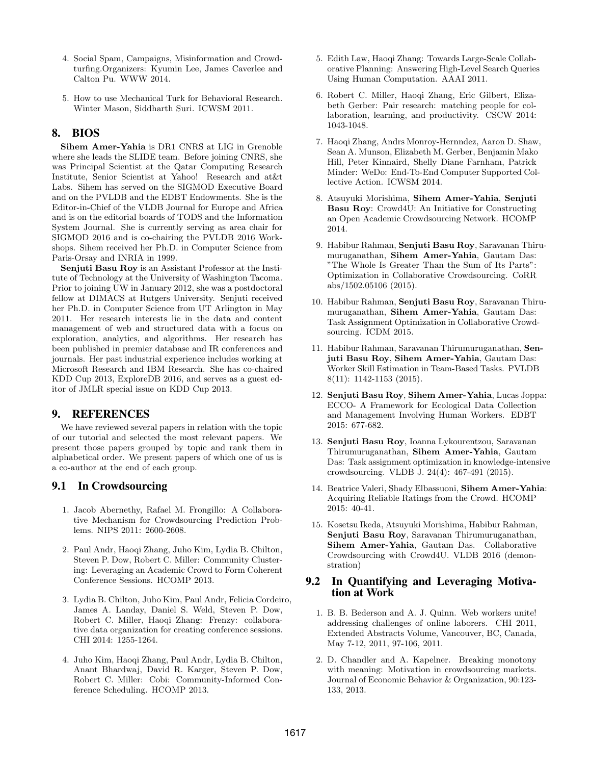4. Social Spam, Campaigns, Misinformation and Crowdturfing.Organizers: Kyumin Lee, James Caverlee and Calton Pu. WWW 2014.

5. How to use Mechanical Turk for Behavioral Research. Winter Mason, Siddharth Suri. ICWSM 2011.

## 8. BIOS

**Sihem Amer-Yahia** is DR1 CNRS at LIG in Grenoble where she leads the SLIDE team. Before joining CNRS, she was Principal Scientist at the Qatar Computing Research Institute, Senior Scientist at Yahoo! Research and at&t Labs. Sihem has served on the SIGMOD Executive Board and on the PVLDB and the EDBT Endowments. She is the Editor-in-Chief of the VLDB Journal for Europe and Africa and is on the editorial boards of TODS and the Information System Journal. She is currently serving as area chair for SIGMOD 2016 and is co-chairing the PVLDB 2016 Workshops. Sihem received her Ph.D. in Computer Science from Paris-Orsay and INRIA in 1999.

**Senjuti Basu Roy** is an Assistant Professor at the Institute of Technology at the University of Washington Tacoma. Prior to joining UW in January 2012, she was a postdoctoral fellow at DIMACS at Rutgers University. Senjuti received her Ph.D. in Computer Science from UT Arlington in May 2011. Her research interests lie in the data and content management of web and structured data with a focus on exploration, analytics, and algorithms. Her research has been published in premier database and IR conferences and journals. Her past industrial experience includes working at Microsoft Research and IBM Research. She has co-chaired KDD Cup 2013, ExploreDB 2016, and serves as a guest editor of JMLR special issue on KDD Cup 2013.

## 9. REFERENCES

We have reviewed several papers in relation with the topic of our tutorial and selected the most relevant papers. We present those papers grouped by topic and rank them in alphabetical order. We present papers of which one of us is a co-author at the end of each group.

### 9.1 In Crowdsourcing

1. Jacob Abernethy, Rafael M. Frongillo: A Collaborative Mechanism for Crowdsourcing Prediction Problems. NIPS 2011: 2600-2608.

2. Paul Andr, Haoqi Zhang, Juho Kim, Lydia B. Chilton, Steven P. Dow, Robert C. Miller: Community Clustering: Leveraging an Academic Crowd to Form Coherent Conference Sessions. HCOMP 2013.

3. Lydia B. Chilton, Juho Kim, Paul Andr, Felicia Cordeiro, James A. Landay, Daniel S. Weld, Steven P. Dow, Robert C. Miller, Haoqi Zhang: Frenzy: collaborative data organization for creating conference sessions. CHI 2014: 1255-1264.

4. Juho Kim, Haoqi Zhang, Paul Andr, Lydia B. Chilton, Anant Bhardwaj, David R. Karger, Steven P. Dow, Robert C. Miller: Cobi: Community-Informed Conference Scheduling. HCOMP 2013.

5. Edith Law, Haoqi Zhang: Towards Large-Scale Collaborative Planning: Answering High-Level Search Queries Using Human Computation. AAAI 2011.

6. Robert C. Miller, Haoqi Zhang, Eric Gilbert, Elizabeth Gerber: Pair research: matching people for collaboration, learning, and productivity. CSCW 2014: 1043-1048.

7. Haoqi Zhang, Andrs Monroy-Hernndez, Aaron D. Shaw, Sean A. Munson, Elizabeth M. Gerber, Benjamin Mako Hill, Peter Kinnaird, Shelly Diane Farnham, Patrick Minder: WeDo: End-To-End Computer Supported Collective Action. ICWSM 2014.

8. Atsuyuki Morishima, **Sihem Amer-Yahia**, **Senjuti Basu Roy**: Crowd4U: An Initiative for Constructing an Open Academic Crowdsourcing Network. HCOMP 2014.

9. Habibur Rahman, **Senjuti Basu Roy**, Saravanan Thirumuruganathan, **Sihem Amer-Yahia**, Gautam Das: "The Whole Is Greater Than the Sum of Its Parts": Optimization in Collaborative Crowdsourcing. CoRR abs/1502.05106 (2015).

10. Habibur Rahman, **Senjuti Basu Roy**, Saravanan Thirumuruganathan, **Sihem Amer-Yahia**, Gautam Das: Task Assignment Optimization in Collaborative Crowdsourcing. ICDM 2015.

11. Habibur Rahman, Saravanan Thirumuruganathan, **Senjuti Basu Roy**, **Sihem Amer-Yahia**, Gautam Das: Worker Skill Estimation in Team-Based Tasks. PVLDB 8(11): 1142-1153 (2015).

12. **Senjuti Basu Roy**, **Sihem Amer-Yahia**, Lucas Joppa: ECCO- A Framework for Ecological Data Collection and Management Involving Human Workers. EDBT 2015: 677-682.

13. **Senjuti Basu Roy**, Ioanna Lykourentzou, Saravanan Thirumuruganathan, **Sihem Amer-Yahia**, Gautam Das: Task assignment optimization in knowledge-intensive crowdsourcing. VLDB J. 24(4): 467-491 (2015).

14. Beatrice Valeri, Shady Elbassuoni, **Sihem Amer-Yahia**: Acquiring Reliable Ratings from the Crowd. HCOMP 2015: 40-41.

15. Kosetsu Ikeda, Atsuyuki Morishima, Habibur Rahman, **Senjuti Basu Roy**, Saravanan Thirumuruganathan, **Sihem Amer-Yahia**, Gautam Das. Collaborative Crowdsourcing with Crowd4U. VLDB 2016 (demonstration)

### 9.2 In Quantifying and Leveraging Motivation at Work

1. B. B. Bederson and A. J. Quinn. Web workers unite! addressing challenges of online laborers. CHI 2011, Extended Abstracts Volume, Vancouver, BC, Canada, May 7-12, 2011, 97-106, 2011.

2. D. Chandler and A. Kapelner. Breaking monotony with meaning: Motivation in crowdsourcing markets. Journal of Economic Behavior & Organization, 90:123-133, 2013.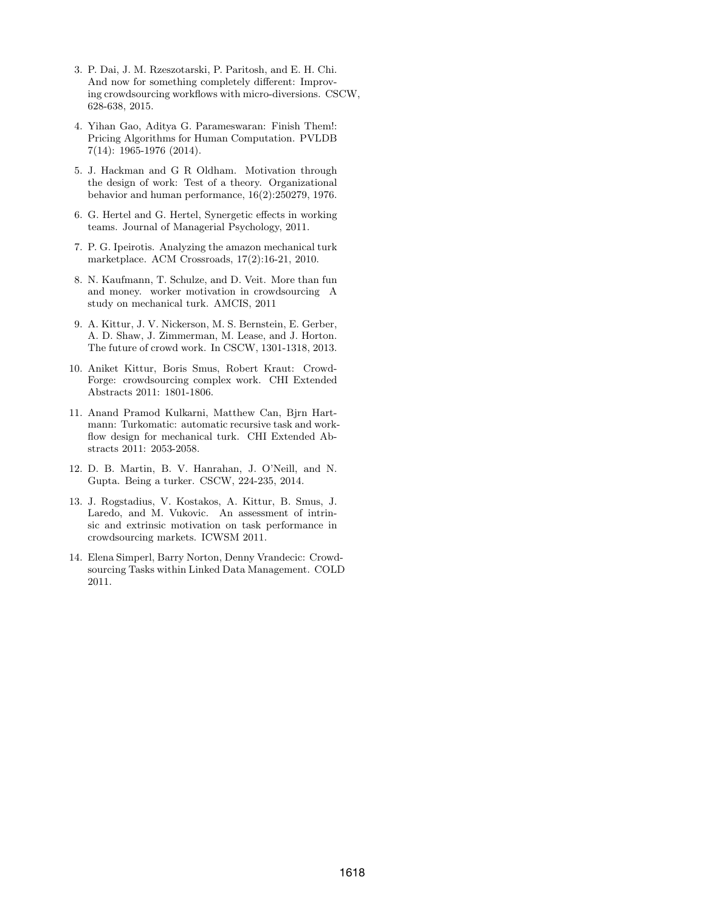3. P. Dai, J. M. Rzeszotarski, P. Paritosh, and E. H. Chi. And now for something completely different: Improving crowdsourcing workflows with micro-diversions. CSCW, 628-638, 2015.

4. Yihan Gao, Aditya G. Parameswaran: Finish Them!: Pricing Algorithms for Human Computation. PVLDB 7(14): 1965-1976 (2014).

5. J. Hackman and G R Oldham. Motivation through the design of work: Test of a theory. Organizational behavior and human performance, 16(2):250279, 1976.

6. G. Hertel and G. Hertel, Synergetic effects in working teams. Journal of Managerial Psychology, 2011.

7. P. G. Ipeirotis. Analyzing the amazon mechanical turk marketplace. ACM Crossroads, 17(2):16-21, 2010.

8. N. Kaufmann, T. Schulze, and D. Veit. More than fun and money. worker motivation in crowdsourcing A study on mechanical turk. AMCIS, 2011

9. A. Kittur, J. V. Nickerson, M. S. Bernstein, E. Gerber, A. D. Shaw, J. Zimmerman, M. Lease, and J. Horton. The future of crowd work. In CSCW, 1301-1318, 2013.

10. Aniket Kittur, Boris Smus, Robert Kraut: CrowdForge: crowdsourcing complex work. CHI Extended Abstracts 2011: 1801-1806.

11. Anand Pramod Kulkarni, Matthew Can, Bjrn Hartmann: Turkomatic: automatic recursive task and workflow design for mechanical turk. CHI Extended Abstracts 2011: 2053-2058.

12. D. B. Martin, B. V. Hanrahan, J. O'Neill, and N. Gupta. Being a turker. CSCW, 224-235, 2014.

13. J. Rogstadius, V. Kostakos, A. Kittur, B. Smus, J. Laredo, and M. Vukovic. An assessment of intrinsic and extrinsic motivation on task performance in crowdsourcing markets. ICWSM 2011.

14. Elena Simperl, Barry Norton, Denny Vrandecic: Crowdsourcing Tasks within Linked Data Management. COLD 2011.